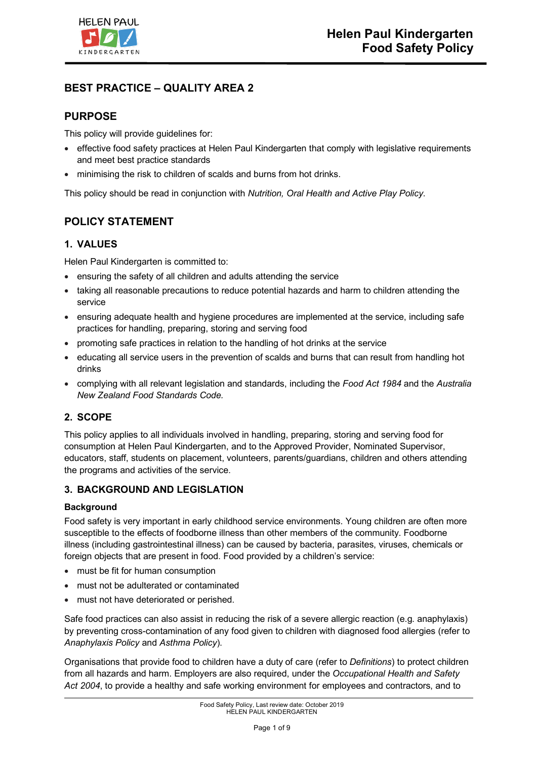# BEST PRACTICE – QUALITY AREA 2

## PURPOSE

This policy will provide guidelines for:

- effective food safety practices at Helen Paul Kindergarten that comply with legislative requirements and meet best practice standards
- minimising the risk to children of scalds and burns from hot drinks.

This policy should be read in conjunction with *Nutrition, Oral Health and Active Play Policy.*

## POLICY STATEMENT

### 1. VALUES

Helen Paul Kindergarten is committed to:

- ensuring the safety of all children and adults attending the service
- taking all reasonable precautions to reduce potential hazards and harm to children attending the service
- ensuring adequate health and hygiene procedures are implemented at the service, including safe practices for handling, preparing, storing and serving food
- promoting safe practices in relation to the handling of hot drinks at the service
- educating all service users in the prevention of scalds and burns that can result from handling hot drinks
- complying with all relevant legislation and standards, including the *Food Act 1984* and the *Australia New Zealand Food Standards Code.*

### 2. SCOPE

This policy applies to all individuals involved in handling, preparing, storing and serving food for consumption at Helen Paul Kindergarten, and to the Approved Provider, Nominated Supervisor, educators, staff, students on placement, volunteers, parents/guardians, children and others attending the programs and activities of the service.

### 3. BACKGROUND AND LEGISLATION

**Background**

Food safety is very important in early childhood service environments. Young children are often more susceptible to the effects of foodborne illness than other members of the community. Foodborne illness (including gastrointestinal illness) can be caused by bacteria, parasites, viruses, chemicals or foreign objects that are present in food. Food provided by a children's service:

- must be fit for human consumption
- must not be adulterated or contaminated
- must not have deteriorated or perished.

Safe food practices can also assist in reducing the risk of a severe allergic reaction (e.g. anaphylaxis) by preventing cross-contamination of any food given to children with diagnosed food allergies (refer to *Anaphylaxis Policy* and *Asthma Policy*).

Organisations that provide food to children have a duty of care (refer to *Definitions*) to protect children from all hazards and harm. Employers are also required, under the *Occupational Health and Safety Act 2004*, to provide a healthy and safe working environment for employees and contractors, and to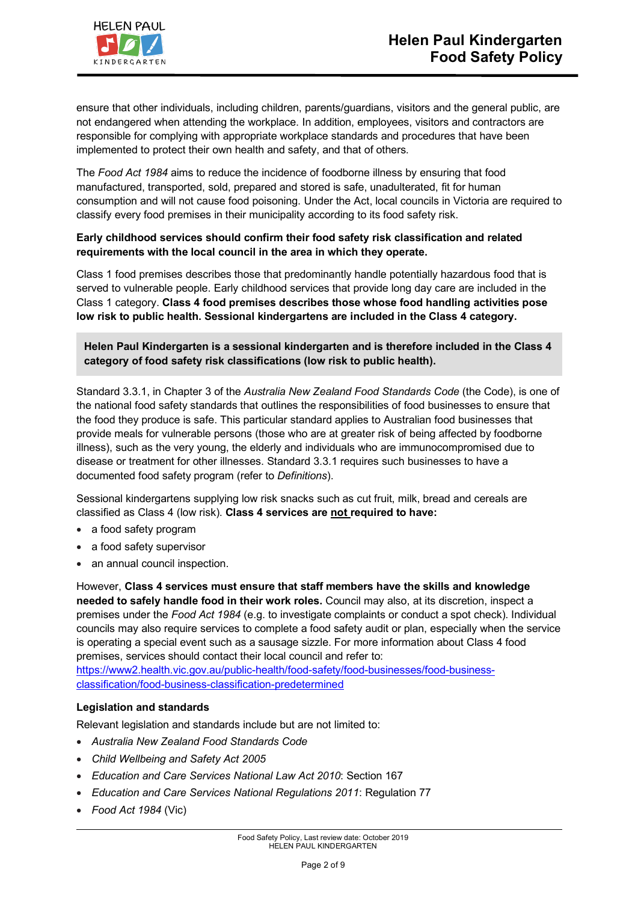ensure that other individuals, including children, parents/guardians, visitors and the general public, are not endangered when attending the workplace. In addition, employees, visitors and contractors are responsible for complying with appropriate workplace standards and procedures that have been implemented to protect their own health and safety, and that of others.

The *Food Act 1984* aims to reduce the incidence of foodborne illness by ensuring that food manufactured, transported, sold, prepared and stored is safe, unadulterated, fit for human consumption and will not cause food poisoning. Under the Act, local councils in Victoria are required to classify every food premises in their municipality according to its food safety risk.

**Early childhood services should confirm their food safety risk classification and related requirements with the local council in the area in which they operate.**

Class 1 food premises describes those that predominantly handle potentially hazardous food that is served to vulnerable people. Early childhood services that provide long day care are included in the Class 1 category. **Class 4 food premises describes those whose food handling activities pose low risk to public health. Sessional kindergartens are included in the Class 4 category.**

**Helen Paul Kindergarten is a sessional kindergarten and is therefore included in the Class 4 category of food safety risk classifications (low risk to public health).**

Standard 3.3.1, in Chapter 3 of the *Australia New Zealand Food Standards Code* (the Code), is one of the national food safety standards that outlines the responsibilities of food businesses to ensure that the food they produce is safe. This particular standard applies to Australian food businesses that provide meals for vulnerable persons (those who are at greater risk of being affected by foodborne illness), such as the very young, the elderly and individuals who are immunocompromised due to disease or treatment for other illnesses. Standard 3.3.1 requires such businesses to have a documented food safety program (refer to *Definitions*).

Sessional kindergartens supplying low risk snacks such as cut fruit, milk, bread and cereals are classified as Class 4 (low risk). **Class 4 services are not required to have:**

- a food safety program
- a food safety supervisor
- an annual council inspection.

However, **Class 4 services must ensure that staff members have the skills and knowledge needed to safely handle food in their work roles.** Council may also, at its discretion, inspect a premises under the *Food Act 1984* (e.g. to investigate complaints or conduct a spot check). Individual councils may also require services to complete a food safety audit or plan, especially when the service is operating a special event such as a sausage sizzle. For more information about Class 4 food premises, services should contact their local council and refer to: https://www2.health.vic.gov.au/public-health/food-safety/food-businesses/food-business-classification/food-business-classification-predetermined

### Legislation and standards

Relevant legislation and standards include but are not limited to:

- *Australia New Zealand Food Standards Code*
- *Child Wellbeing and Safety Act 2005*
- *Education and Care Services National Law Act 2010*: Section 167
- *Education and Care Services National Regulations 2011*: Regulation 77
- *Food Act 1984* (Vic)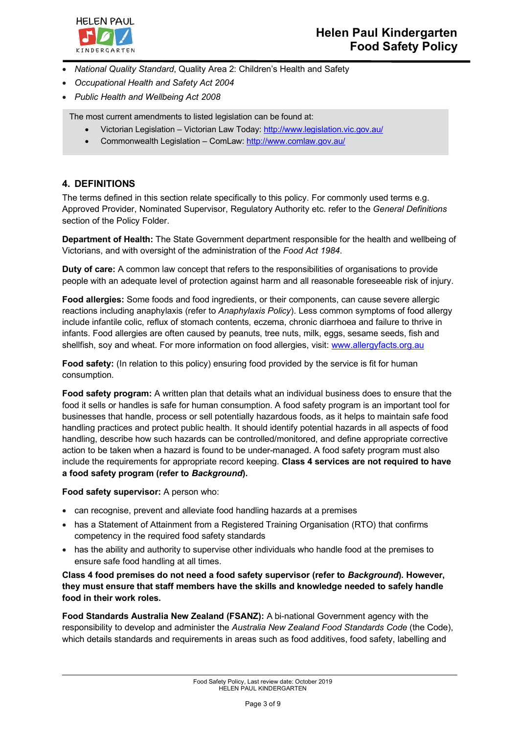- *National Quality Standard*, Quality Area 2: Children's Health and Safety
- *Occupational Health and Safety Act 2004*
- *Public Health and Wellbeing Act 2008*

The most current amendments to listed legislation can be found at:

- Victorian Legislation – Victorian Law Today: http://www.legislation.vic.gov.au/
- Commonwealth Legislation – ComLaw: http://www.comlaw.gov.au/

## 4. DEFINITIONS

The terms defined in this section relate specifically to this policy. For commonly used terms e.g. Approved Provider, Nominated Supervisor, Regulatory Authority etc. refer to the *General Definitions* section of the Policy Folder.

**Department of Health:** The State Government department responsible for the health and wellbeing of Victorians, and with oversight of the administration of the *Food Act 1984*.

**Duty of care:** A common law concept that refers to the responsibilities of organisations to provide people with an adequate level of protection against harm and all reasonable foreseeable risk of injury.

**Food allergies:** Some foods and food ingredients, or their components, can cause severe allergic reactions including anaphylaxis (refer to *Anaphylaxis Policy*). Less common symptoms of food allergy include infantile colic, reflux of stomach contents, eczema, chronic diarrhoea and failure to thrive in infants. Food allergies are often caused by peanuts, tree nuts, milk, eggs, sesame seeds, fish and shellfish, soy and wheat. For more information on food allergies, visit: www.allergyfacts.org.au

**Food safety:** (In relation to this policy) ensuring food provided by the service is fit for human consumption.

**Food safety program:** A written plan that details what an individual business does to ensure that the food it sells or handles is safe for human consumption. A food safety program is an important tool for businesses that handle, process or sell potentially hazardous foods, as it helps to maintain safe food handling practices and protect public health. It should identify potential hazards in all aspects of food handling, describe how such hazards can be controlled/monitored, and define appropriate corrective action to be taken when a hazard is found to be under-managed. A food safety program must also include the requirements for appropriate record keeping. **Class 4 services are not required to have a food safety program (refer to *Background*).**

**Food safety supervisor:** A person who:

- can recognise, prevent and alleviate food handling hazards at a premises
- has a Statement of Attainment from a Registered Training Organisation (RTO) that confirms competency in the required food safety standards
- has the ability and authority to supervise other individuals who handle food at the premises to ensure safe food handling at all times.

**Class 4 food premises do not need a food safety supervisor (refer to *Background*). However, they must ensure that staff members have the skills and knowledge needed to safely handle food in their work roles.**

**Food Standards Australia New Zealand (FSANZ):** A bi-national Government agency with the responsibility to develop and administer the *Australia New Zealand Food Standards Code* (the Code), which details standards and requirements in areas such as food additives, food safety, labelling and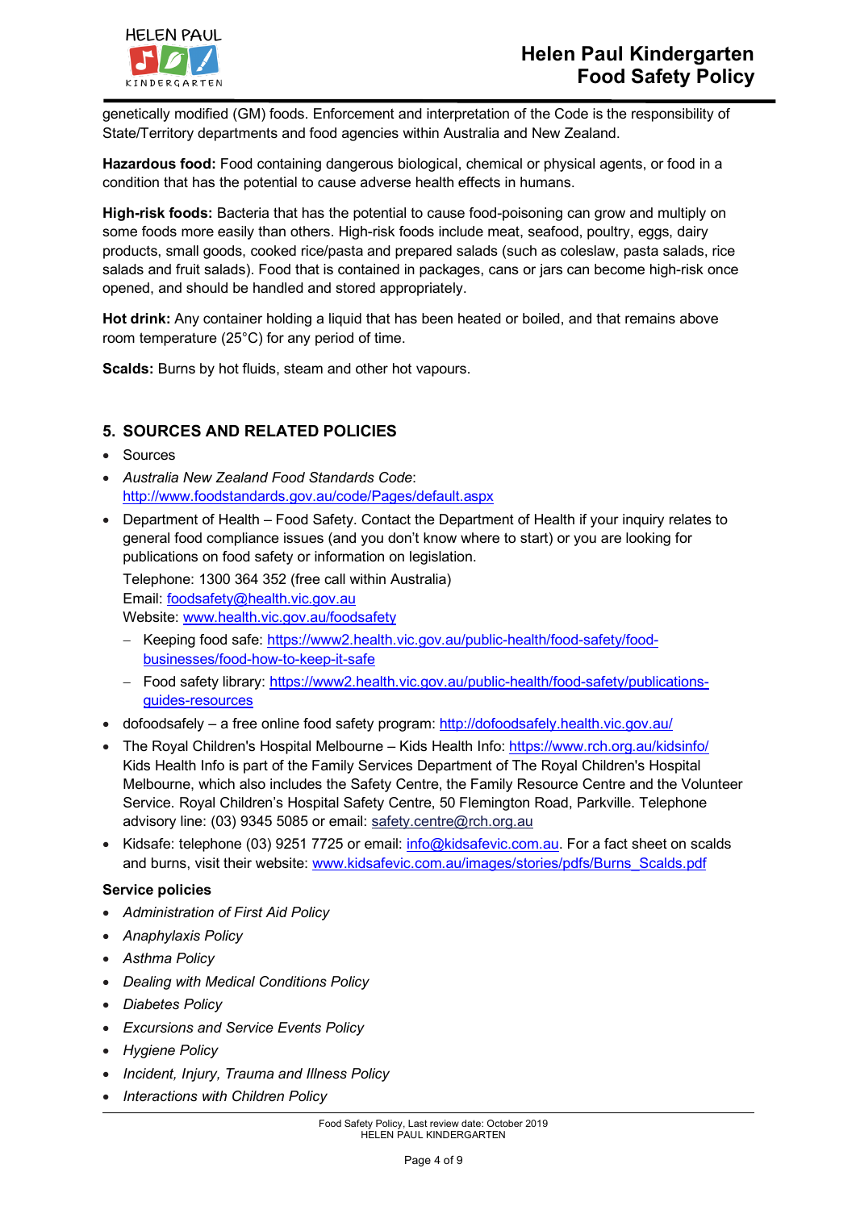genetically modified (GM) foods. Enforcement and interpretation of the Code is the responsibility of State/Territory departments and food agencies within Australia and New Zealand.

**Hazardous food:** Food containing dangerous biological, chemical or physical agents, or food in a condition that has the potential to cause adverse health effects in humans.

**High-risk foods:** Bacteria that has the potential to cause food-poisoning can grow and multiply on some foods more easily than others. High-risk foods include meat, seafood, poultry, eggs, dairy products, small goods, cooked rice/pasta and prepared salads (such as coleslaw, pasta salads, rice salads and fruit salads). Food that is contained in packages, cans or jars can become high-risk once opened, and should be handled and stored appropriately.

**Hot drink:** Any container holding a liquid that has been heated or boiled, and that remains above room temperature (25°C) for any period of time.

**Scalds:** Burns by hot fluids, steam and other hot vapours.

## 5. SOURCES AND RELATED POLICIES

- Sources
- *Australia New Zealand Food Standards Code*: http://www.foodstandards.gov.au/code/Pages/default.aspx
- Department of Health – Food Safety. Contact the Department of Health if your inquiry relates to general food compliance issues (and you don't know where to start) or you are looking for publications on food safety or information on legislation.

  Telephone: 1300 364 352 (free call within Australia)
  Email: foodsafety@health.vic.gov.au
  Website: www.health.vic.gov.au/foodsafety
  - Keeping food safe: https://www2.health.vic.gov.au/public-health/food-safety/food-businesses/food-how-to-keep-it-safe
  - Food safety library: https://www2.health.vic.gov.au/public-health/food-safety/publications-guides-resources
- dofoodsafely – a free online food safety program: http://dofoodsafely.health.vic.gov.au/
- The Royal Children's Hospital Melbourne – Kids Health Info: https://www.rch.org.au/kidsinfo/ Kids Health Info is part of the Family Services Department of The Royal Children's Hospital Melbourne, which also includes the Safety Centre, the Family Resource Centre and the Volunteer Service. Royal Children's Hospital Safety Centre, 50 Flemington Road, Parkville. Telephone advisory line: (03) 9345 5085 or email: safety.centre@rch.org.au
- Kidsafe: telephone (03) 9251 7725 or email: info@kidsafevic.com.au. For a fact sheet on scalds and burns, visit their website: www.kidsafevic.com.au/images/stories/pdfs/Burns_Scalds.pdf

**Service policies**

- *Administration of First Aid Policy*
- *Anaphylaxis Policy*
- *Asthma Policy*
- *Dealing with Medical Conditions Policy*
- *Diabetes Policy*
- *Excursions and Service Events Policy*
- *Hygiene Policy*
- *Incident, Injury, Trauma and Illness Policy*
- *Interactions with Children Policy*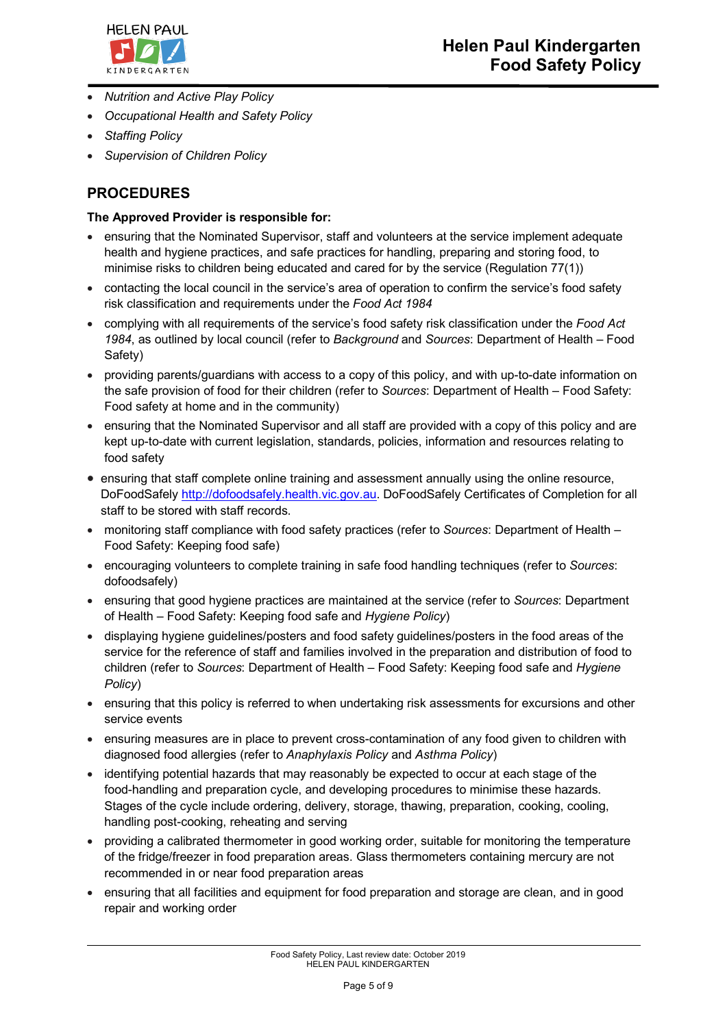- *Nutrition and Active Play Policy*
- *Occupational Health and Safety Policy*
- *Staffing Policy*
- *Supervision of Children Policy*

## PROCEDURES

**The Approved Provider is responsible for:**

- ensuring that the Nominated Supervisor, staff and volunteers at the service implement adequate health and hygiene practices, and safe practices for handling, preparing and storing food, to minimise risks to children being educated and cared for by the service (Regulation 77(1))
- contacting the local council in the service's area of operation to confirm the service's food safety risk classification and requirements under the *Food Act 1984*
- complying with all requirements of the service's food safety risk classification under the *Food Act 1984*, as outlined by local council (refer to *Background* and *Sources*: Department of Health – Food Safety)
- providing parents/guardians with access to a copy of this policy, and with up-to-date information on the safe provision of food for their children (refer to *Sources*: Department of Health – Food Safety: Food safety at home and in the community)
- ensuring that the Nominated Supervisor and all staff are provided with a copy of this policy and are kept up-to-date with current legislation, standards, policies, information and resources relating to food safety
- ensuring that staff complete online training and assessment annually using the online resource, DoFoodSafely http://dofoodsafely.health.vic.gov.au. DoFoodSafely Certificates of Completion for all staff to be stored with staff records.
- monitoring staff compliance with food safety practices (refer to *Sources*: Department of Health – Food Safety: Keeping food safe)
- encouraging volunteers to complete training in safe food handling techniques (refer to *Sources*: dofoodsafely)
- ensuring that good hygiene practices are maintained at the service (refer to *Sources*: Department of Health – Food Safety: Keeping food safe and *Hygiene Policy*)
- displaying hygiene guidelines/posters and food safety guidelines/posters in the food areas of the service for the reference of staff and families involved in the preparation and distribution of food to children (refer to *Sources*: Department of Health – Food Safety: Keeping food safe and *Hygiene Policy*)
- ensuring that this policy is referred to when undertaking risk assessments for excursions and other service events
- ensuring measures are in place to prevent cross-contamination of any food given to children with diagnosed food allergies (refer to *Anaphylaxis Policy* and *Asthma Policy*)
- identifying potential hazards that may reasonably be expected to occur at each stage of the food-handling and preparation cycle, and developing procedures to minimise these hazards. Stages of the cycle include ordering, delivery, storage, thawing, preparation, cooking, cooling, handling post-cooking, reheating and serving
- providing a calibrated thermometer in good working order, suitable for monitoring the temperature of the fridge/freezer in food preparation areas. Glass thermometers containing mercury are not recommended in or near food preparation areas
- ensuring that all facilities and equipment for food preparation and storage are clean, and in good repair and working order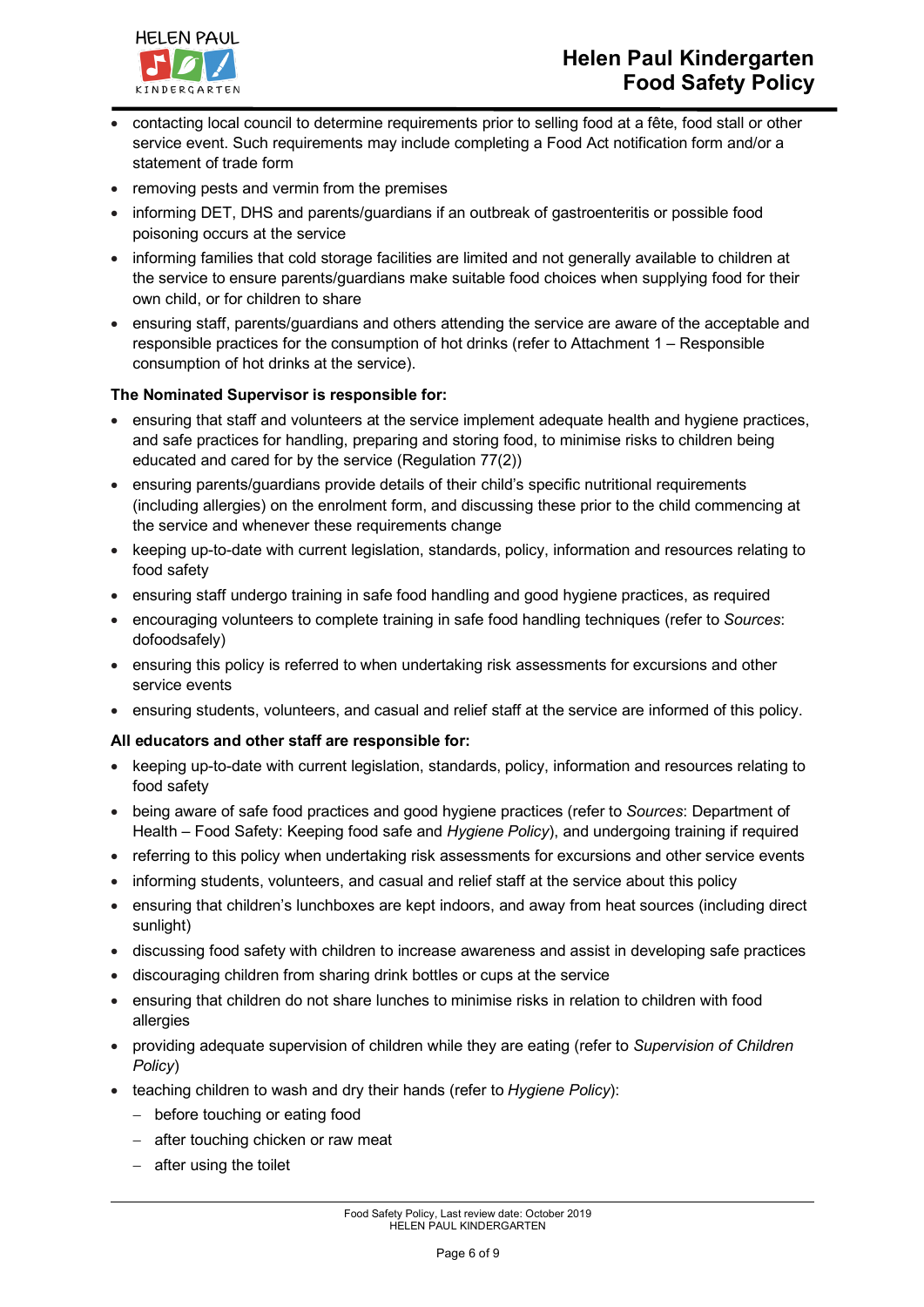- contacting local council to determine requirements prior to selling food at a fête, food stall or other service event. Such requirements may include completing a Food Act notification form and/or a statement of trade form
- removing pests and vermin from the premises
- informing DET, DHS and parents/guardians if an outbreak of gastroenteritis or possible food poisoning occurs at the service
- informing families that cold storage facilities are limited and not generally available to children at the service to ensure parents/guardians make suitable food choices when supplying food for their own child, or for children to share
- ensuring staff, parents/guardians and others attending the service are aware of the acceptable and responsible practices for the consumption of hot drinks (refer to Attachment 1 – Responsible consumption of hot drinks at the service).

**The Nominated Supervisor is responsible for:**

- ensuring that staff and volunteers at the service implement adequate health and hygiene practices, and safe practices for handling, preparing and storing food, to minimise risks to children being educated and cared for by the service (Regulation 77(2))
- ensuring parents/guardians provide details of their child's specific nutritional requirements (including allergies) on the enrolment form, and discussing these prior to the child commencing at the service and whenever these requirements change
- keeping up-to-date with current legislation, standards, policy, information and resources relating to food safety
- ensuring staff undergo training in safe food handling and good hygiene practices, as required
- encouraging volunteers to complete training in safe food handling techniques (refer to *Sources*: dofoodsafely)
- ensuring this policy is referred to when undertaking risk assessments for excursions and other service events
- ensuring students, volunteers, and casual and relief staff at the service are informed of this policy.

**All educators and other staff are responsible for:**

- keeping up-to-date with current legislation, standards, policy, information and resources relating to food safety
- being aware of safe food practices and good hygiene practices (refer to *Sources*: Department of Health – Food Safety: Keeping food safe and *Hygiene Policy*), and undergoing training if required
- referring to this policy when undertaking risk assessments for excursions and other service events
- informing students, volunteers, and casual and relief staff at the service about this policy
- ensuring that children's lunchboxes are kept indoors, and away from heat sources (including direct sunlight)
- discussing food safety with children to increase awareness and assist in developing safe practices
- discouraging children from sharing drink bottles or cups at the service
- ensuring that children do not share lunches to minimise risks in relation to children with food allergies
- providing adequate supervision of children while they are eating (refer to *Supervision of Children Policy*)
- teaching children to wash and dry their hands (refer to *Hygiene Policy*):
  - before touching or eating food
  - after touching chicken or raw meat
  - after using the toilet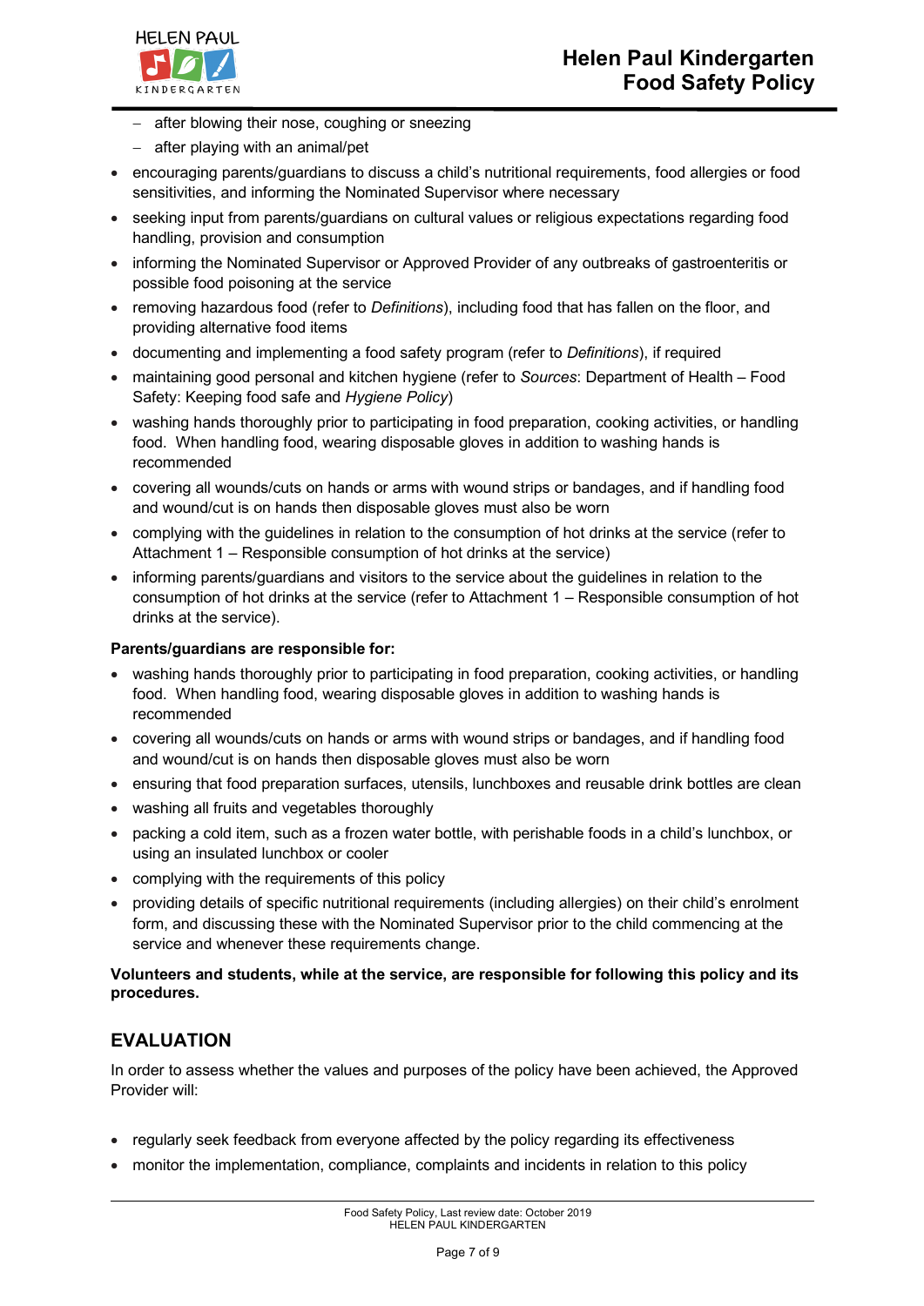- after blowing their nose, coughing or sneezing
  - after playing with an animal/pet
- encouraging parents/guardians to discuss a child's nutritional requirements, food allergies or food sensitivities, and informing the Nominated Supervisor where necessary
- seeking input from parents/guardians on cultural values or religious expectations regarding food handling, provision and consumption
- informing the Nominated Supervisor or Approved Provider of any outbreaks of gastroenteritis or possible food poisoning at the service
- removing hazardous food (refer to *Definitions*), including food that has fallen on the floor, and providing alternative food items
- documenting and implementing a food safety program (refer to *Definitions*), if required
- maintaining good personal and kitchen hygiene (refer to *Sources*: Department of Health – Food Safety: Keeping food safe and *Hygiene Policy*)
- washing hands thoroughly prior to participating in food preparation, cooking activities, or handling food. When handling food, wearing disposable gloves in addition to washing hands is recommended
- covering all wounds/cuts on hands or arms with wound strips or bandages, and if handling food and wound/cut is on hands then disposable gloves must also be worn
- complying with the guidelines in relation to the consumption of hot drinks at the service (refer to Attachment 1 – Responsible consumption of hot drinks at the service)
- informing parents/guardians and visitors to the service about the guidelines in relation to the consumption of hot drinks at the service (refer to Attachment 1 – Responsible consumption of hot drinks at the service).

**Parents/guardians are responsible for:**

- washing hands thoroughly prior to participating in food preparation, cooking activities, or handling food. When handling food, wearing disposable gloves in addition to washing hands is recommended
- covering all wounds/cuts on hands or arms with wound strips or bandages, and if handling food and wound/cut is on hands then disposable gloves must also be worn
- ensuring that food preparation surfaces, utensils, lunchboxes and reusable drink bottles are clean
- washing all fruits and vegetables thoroughly
- packing a cold item, such as a frozen water bottle, with perishable foods in a child's lunchbox, or using an insulated lunchbox or cooler
- complying with the requirements of this policy
- providing details of specific nutritional requirements (including allergies) on their child's enrolment form, and discussing these with the Nominated Supervisor prior to the child commencing at the service and whenever these requirements change.

**Volunteers and students, while at the service, are responsible for following this policy and its procedures.**

## EVALUATION

In order to assess whether the values and purposes of the policy have been achieved, the Approved Provider will:

- regularly seek feedback from everyone affected by the policy regarding its effectiveness
- monitor the implementation, compliance, complaints and incidents in relation to this policy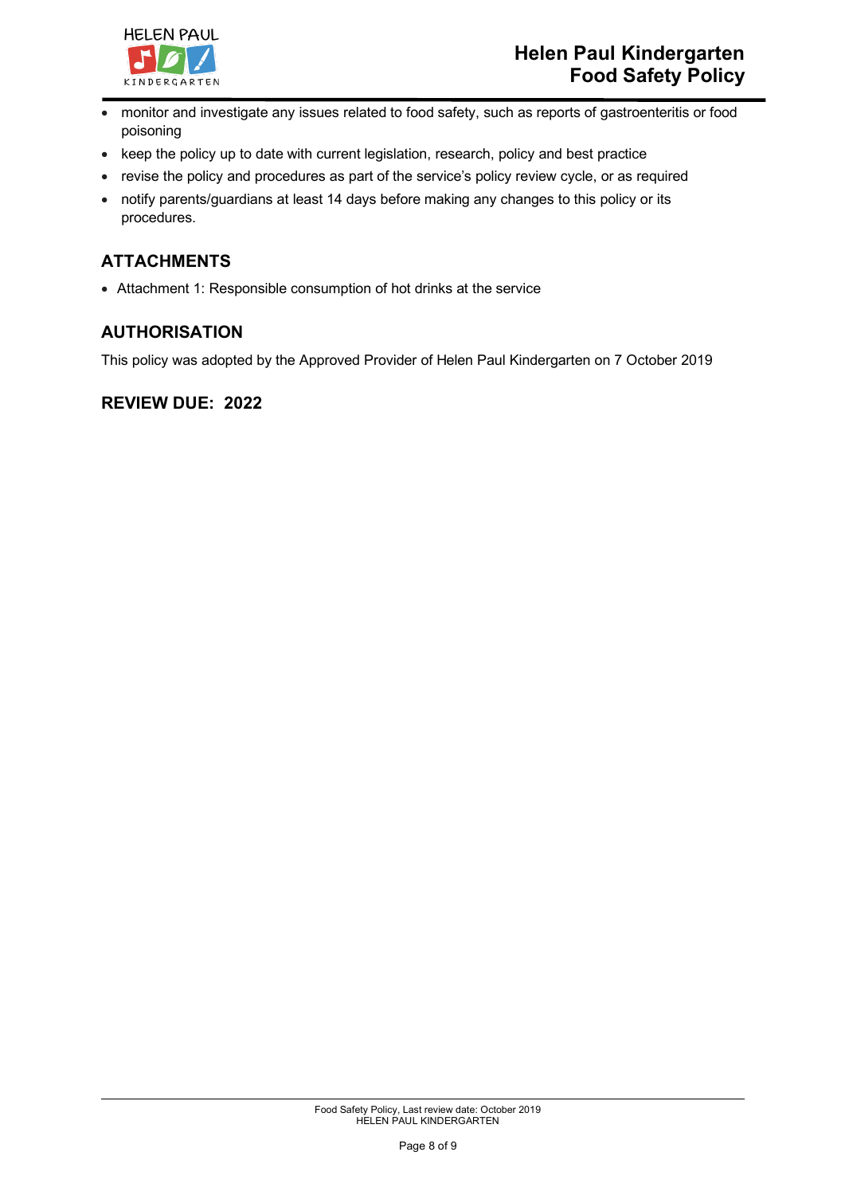- monitor and investigate any issues related to food safety, such as reports of gastroenteritis or food poisoning
- keep the policy up to date with current legislation, research, policy and best practice
- revise the policy and procedures as part of the service's policy review cycle, or as required
- notify parents/guardians at least 14 days before making any changes to this policy or its procedures.

## ATTACHMENTS

- Attachment 1: Responsible consumption of hot drinks at the service

## AUTHORISATION

This policy was adopted by the Approved Provider of Helen Paul Kindergarten on 7 October 2019

## REVIEW DUE: 2022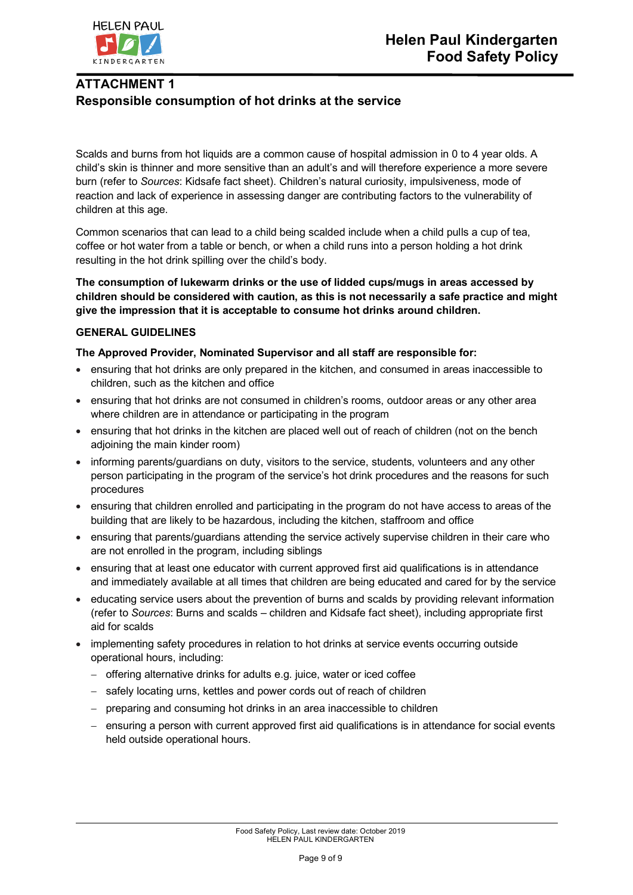## ATTACHMENT 1
## Responsible consumption of hot drinks at the service

Scalds and burns from hot liquids are a common cause of hospital admission in 0 to 4 year olds. A child's skin is thinner and more sensitive than an adult's and will therefore experience a more severe burn (refer to *Sources*: Kidsafe fact sheet). Children's natural curiosity, impulsiveness, mode of reaction and lack of experience in assessing danger are contributing factors to the vulnerability of children at this age.

Common scenarios that can lead to a child being scalded include when a child pulls a cup of tea, coffee or hot water from a table or bench, or when a child runs into a person holding a hot drink resulting in the hot drink spilling over the child's body.

**The consumption of lukewarm drinks or the use of lidded cups/mugs in areas accessed by children should be considered with caution, as this is not necessarily a safe practice and might give the impression that it is acceptable to consume hot drinks around children.**

**GENERAL GUIDELINES**

**The Approved Provider, Nominated Supervisor and all staff are responsible for:**

- ensuring that hot drinks are only prepared in the kitchen, and consumed in areas inaccessible to children, such as the kitchen and office
- ensuring that hot drinks are not consumed in children's rooms, outdoor areas or any other area where children are in attendance or participating in the program
- ensuring that hot drinks in the kitchen are placed well out of reach of children (not on the bench adjoining the main kinder room)
- informing parents/guardians on duty, visitors to the service, students, volunteers and any other person participating in the program of the service's hot drink procedures and the reasons for such procedures
- ensuring that children enrolled and participating in the program do not have access to areas of the building that are likely to be hazardous, including the kitchen, staffroom and office
- ensuring that parents/guardians attending the service actively supervise children in their care who are not enrolled in the program, including siblings
- ensuring that at least one educator with current approved first aid qualifications is in attendance and immediately available at all times that children are being educated and cared for by the service
- educating service users about the prevention of burns and scalds by providing relevant information (refer to *Sources*: Burns and scalds – children and Kidsafe fact sheet), including appropriate first aid for scalds
- implementing safety procedures in relation to hot drinks at service events occurring outside operational hours, including:
  - offering alternative drinks for adults e.g. juice, water or iced coffee
  - safely locating urns, kettles and power cords out of reach of children
  - preparing and consuming hot drinks in an area inaccessible to children
  - ensuring a person with current approved first aid qualifications is in attendance for social events held outside operational hours.